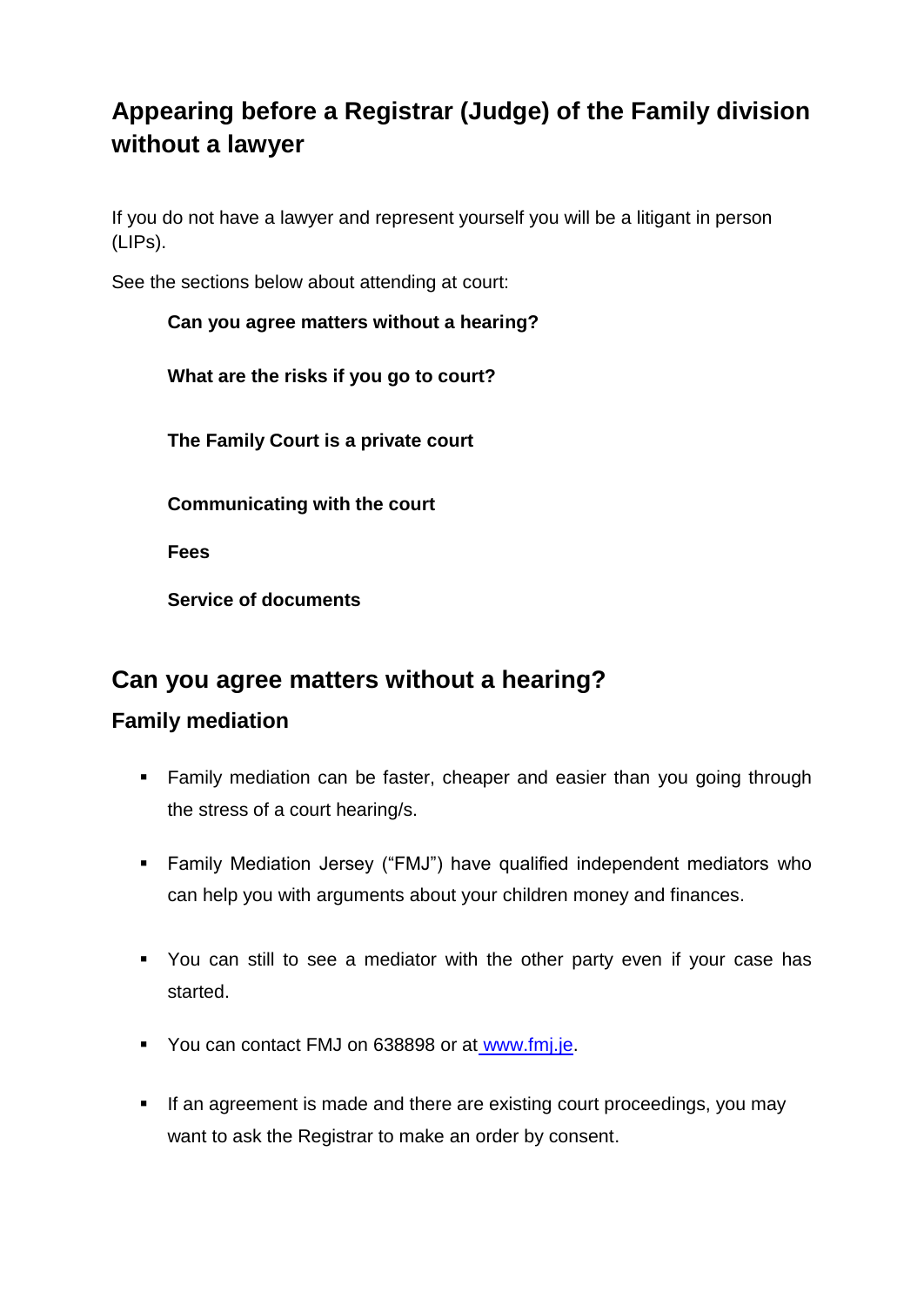# Appearing before a Registrar (Judge) of the Family division without a lawyer

If you do not have a lawyer and represent yourself you will be a litigant in person (LIPs).

See the sections below about attending at court:

**Can you agree matters without a hearing?**

**What are the risks if you go to court?**

**The Family Court is a private court**

**Communicating with the court**

**Fees**

**Service of documents**

## Can you agree matters without a hearing?

### Family mediation

- Family mediation can be faster, cheaper and easier than you going through the stress of a court hearing/s.
- Family Mediation Jersey ("FMJ") have qualified independent mediators who can help you with arguments about your children money and finances.
- You can still to see a mediator with the other party even if your case has started.
- You can contact FMJ on 638898 or at [www.fmj.je](http://www.fmj.je).
- If an agreement is made and there are existing court proceedings, you may want to ask the Registrar to make an order by consent.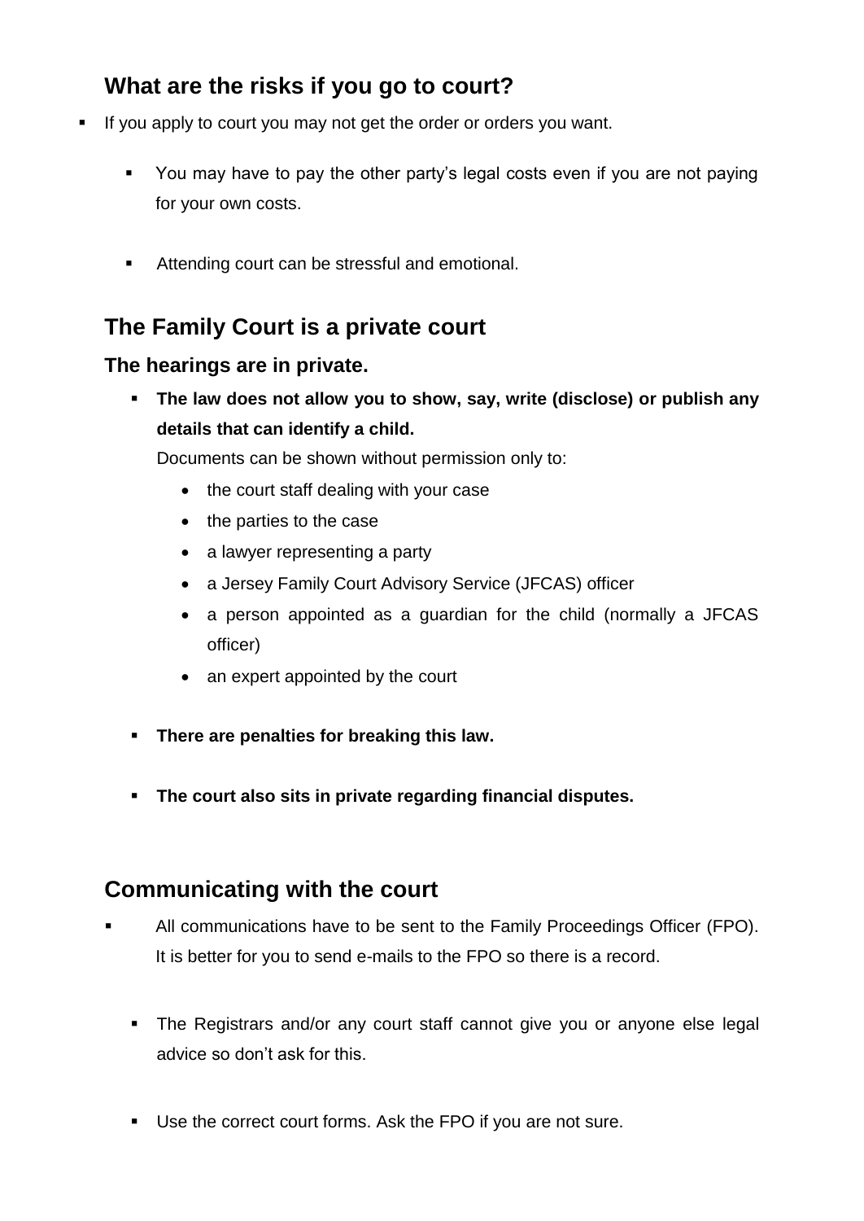## What are the risks if you go to court?

- If you apply to court you may not get the order or orders you want.
  - You may have to pay the other party's legal costs even if you are not paying for your own costs.
  - Attending court can be stressful and emotional.

## The Family Court is a private court

### The hearings are in private.

- **The law does not allow you to show, say, write (disclose) or publish any details that can identify a child.**

  Documents can be shown without permission only to:

  - the court staff dealing with your case
  - the parties to the case
  - a lawyer representing a party
  - a Jersey Family Court Advisory Service (JFCAS) officer
  - a person appointed as a guardian for the child (normally a JFCAS officer)
  - an expert appointed by the court

- **There are penalties for breaking this law.**
- **The court also sits in private regarding financial disputes.**

## Communicating with the court

- All communications have to be sent to the Family Proceedings Officer (FPO). It is better for you to send e-mails to the FPO so there is a record.
  - The Registrars and/or any court staff cannot give you or anyone else legal advice so don't ask for this.
  - Use the correct court forms. Ask the FPO if you are not sure.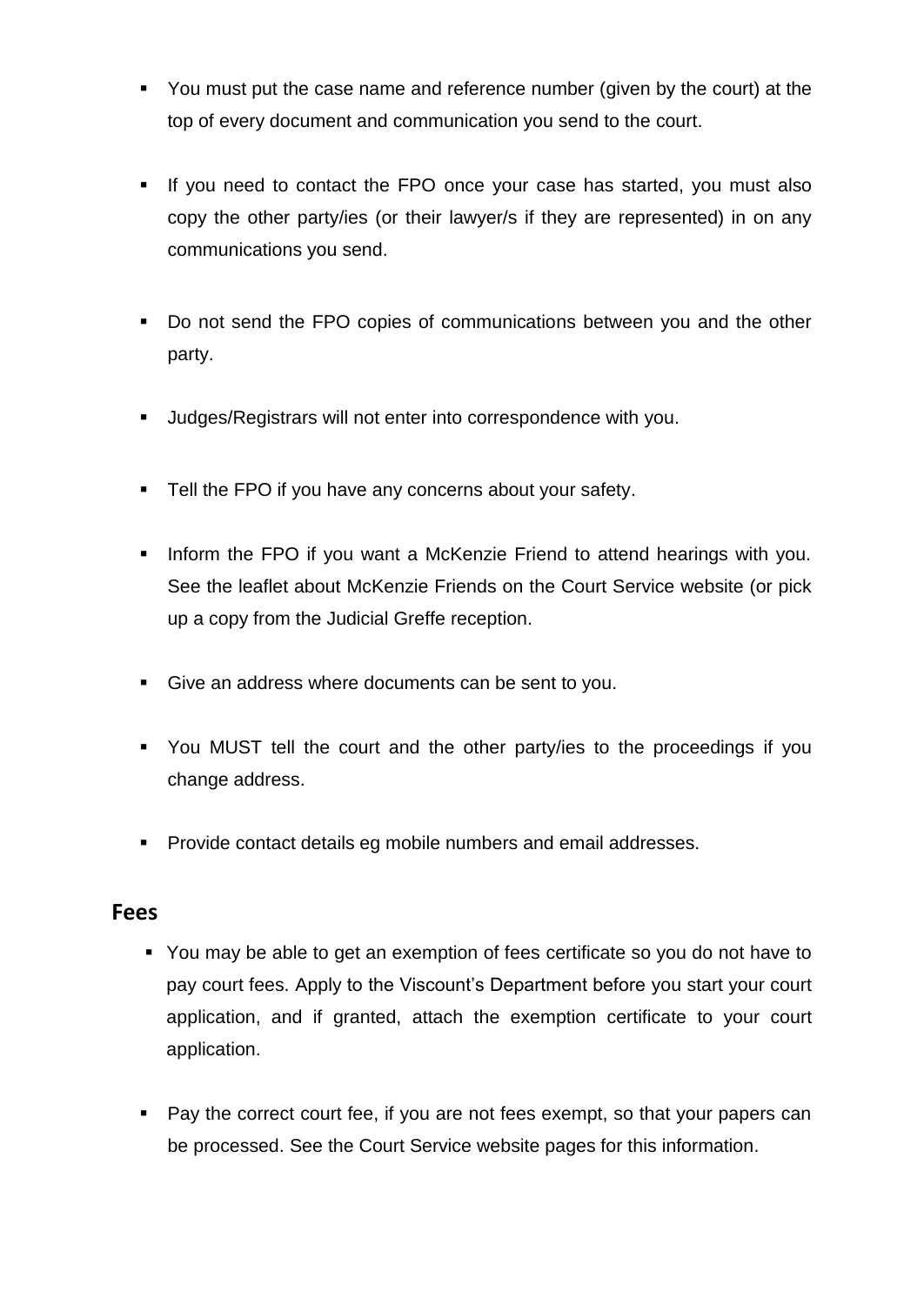- You must put the case name and reference number (given by the court) at the top of every document and communication you send to the court.

- If you need to contact the FPO once your case has started, you must also copy the other party/ies (or their lawyer/s if they are represented) in on any communications you send.

- Do not send the FPO copies of communications between you and the other party.

- Judges/Registrars will not enter into correspondence with you.

- Tell the FPO if you have any concerns about your safety.

- Inform the FPO if you want a McKenzie Friend to attend hearings with you. See the leaflet about McKenzie Friends on the Court Service website (or pick up a copy from the Judicial Greffe reception.

- Give an address where documents can be sent to you.

- You MUST tell the court and the other party/ies to the proceedings if you change address.

- Provide contact details eg mobile numbers and email addresses.

## Fees

- You may be able to get an exemption of fees certificate so you do not have to pay court fees. Apply to the Viscount's Department before you start your court application, and if granted, attach the exemption certificate to your court application.

- Pay the correct court fee, if you are not fees exempt, so that your papers can be processed. See the Court Service website pages for this information.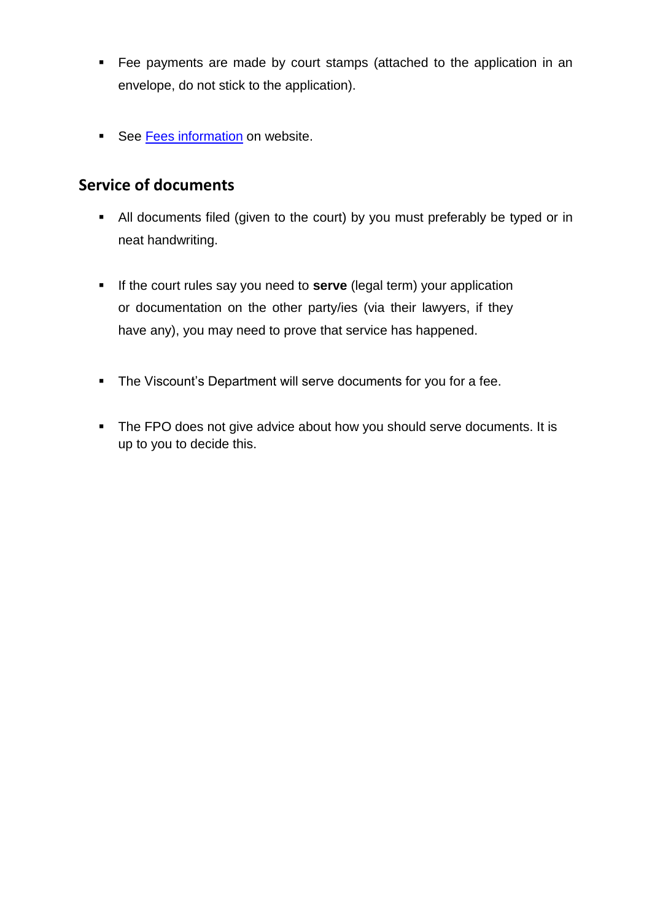- Fee payments are made by court stamps (attached to the application in an envelope, do not stick to the application).

- See [Fees information](Fees information) on website.

## Service of documents

- All documents filed (given to the court) by you must preferably be typed or in neat handwriting.

- If the court rules say you need to **serve** (legal term) your application or documentation on the other party/ies (via their lawyers, if they have any), you may need to prove that service has happened.

- The Viscount's Department will serve documents for you for a fee.

- The FPO does not give advice about how you should serve documents. It is up to you to decide this.